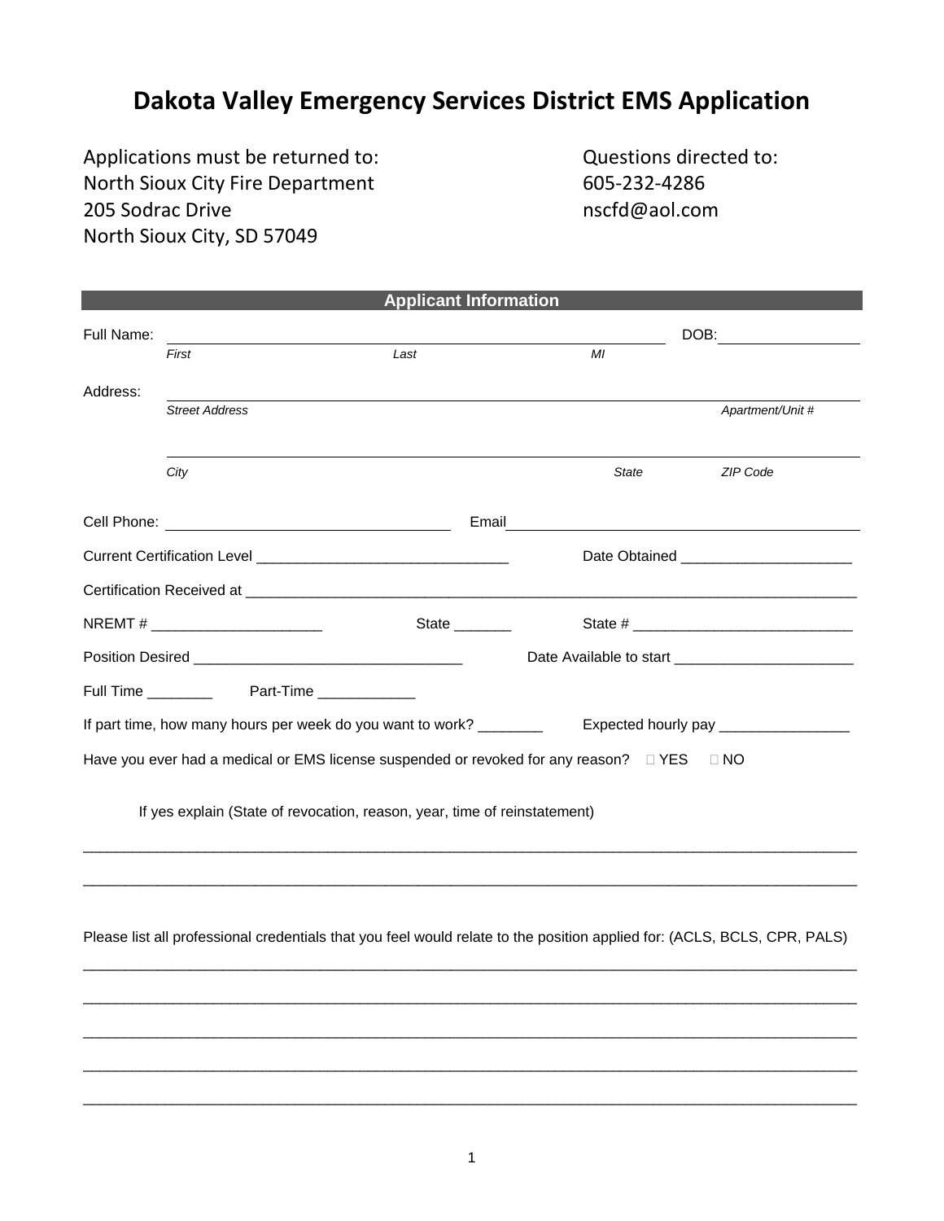# Dakota Valley Emergency Services District EMS Application

Applications must be returned to:
North Sioux City Fire Department
205 Sodrac Drive
North Sioux City, SD 57049

Questions directed to:
605-232-4286
nscfd@aol.com

## Applicant Information

Full Name: ______________________________________________ DOB: ______________

*First* *Last* *MI*

Address: ______________________________________________________________

*Street Address* *Apartment/Unit #*

______________________________________________________________

*City* *State* *ZIP Code*

Cell Phone: ______________________ Email ______________________________

Current Certification Level _______________________________ Date Obtained _____________________

Certification Received at ________________________________________________________________________________

NREMT # _____________________ State _______ State # ___________________________

Position Desired _________________________________ Date Available to start ______________________

Full Time ________ Part-Time ____________

If part time, how many hours per week do you want to work? ________ Expected hourly pay ________________

Have you ever had a medical or EMS license suspended or revoked for any reason? ☐ YES ☐ NO

If yes explain (State of revocation, reason, year, time of reinstatement)

____________________________________________________________________________________________________

____________________________________________________________________________________________________

Please list all professional credentials that you feel would relate to the position applied for: (ACLS, BCLS, CPR, PALS)

____________________________________________________________________________________________________

____________________________________________________________________________________________________

____________________________________________________________________________________________________

____________________________________________________________________________________________________

____________________________________________________________________________________________________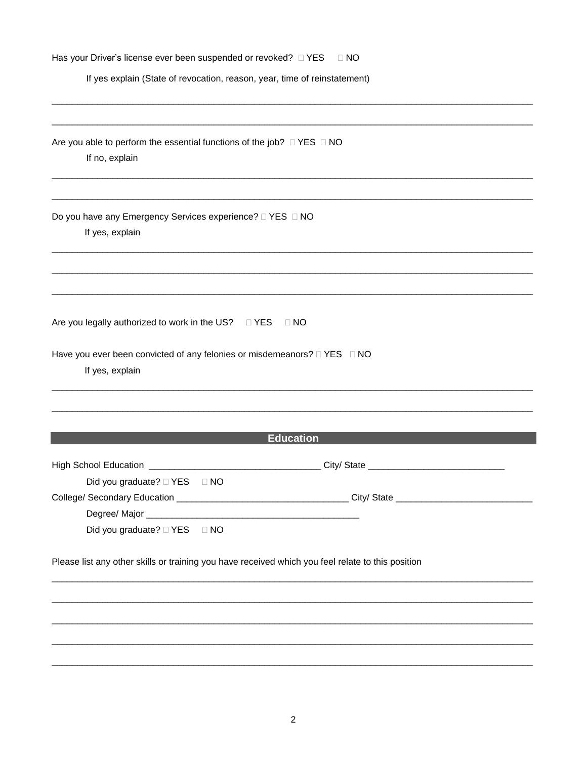Has your Driver's license ever been suspended or revoked? ☐ YES ☐ NO

If yes explain (State of revocation, reason, year, time of reinstatement)

_______________________________________________________________________________________________

_______________________________________________________________________________________________

Are you able to perform the essential functions of the job? ☐ YES ☐ NO

If no, explain

_______________________________________________________________________________________________

_______________________________________________________________________________________________

Do you have any Emergency Services experience? ☐ YES ☐ NO

If yes, explain

_______________________________________________________________________________________________

_______________________________________________________________________________________________

_______________________________________________________________________________________________

Are you legally authorized to work in the US? ☐ YES ☐ NO

Have you ever been convicted of any felonies or misdemeanors? ☐ YES ☐ NO

If yes, explain

_______________________________________________________________________________________________

_______________________________________________________________________________________________

## Education

High School Education __________________________________ City/ State ___________________________

Did you graduate? ☐ YES ☐ NO

College/ Secondary Education __________________________________ City/ State ___________________________

Degree/ Major ___________________________________________

Did you graduate? ☐ YES ☐ NO

Please list any other skills or training you have received which you feel relate to this position

_______________________________________________________________________________________________

_______________________________________________________________________________________________

_______________________________________________________________________________________________

_______________________________________________________________________________________________

_______________________________________________________________________________________________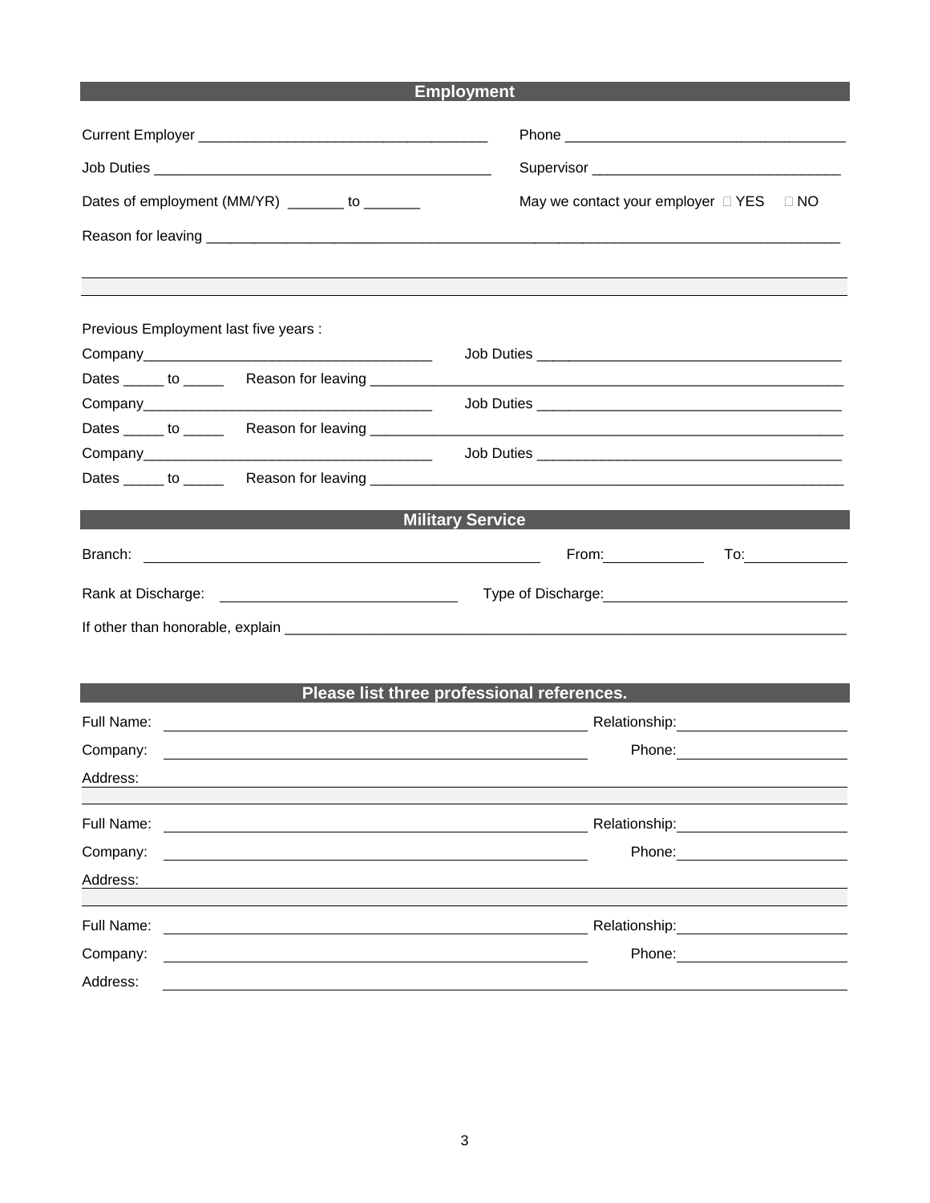## Employment

Current Employer ____________________________________ Phone ____________________________________

Job Duties ____________________________________________ Supervisor _______________________________

Dates of employment (MM/YR) _______ to _______ May we contact your employer ☐ YES ☐ NO

Reason for leaving ______________________________________________________________________________

Previous Employment last five years :

Company____________________________________ Job Duties ______________________________________

Dates _____ to _____ Reason for leaving _______________________________________________________________

Company____________________________________ Job Duties ______________________________________

Dates _____ to _____ Reason for leaving _______________________________________________________________

Company____________________________________ Job Duties ______________________________________

Dates _____ to _____ Reason for leaving _______________________________________________________________

## Military Service

Branch: ________________________________________________ From: ____________ To: ____________

Rank at Discharge: ____________________________ Type of Discharge: ______________________________

If other than honorable, explain ___________________________________________________________________________

## Please list three professional references.

Full Name: ______________________________________________ Relationship: ____________________

Company: ______________________________________________ Phone: ____________________

Address: ______________________________________________________________________________

Full Name: ______________________________________________ Relationship: ____________________

Company: ______________________________________________ Phone: ____________________

Address: ______________________________________________________________________________

Full Name: ______________________________________________ Relationship: ____________________

Company: ______________________________________________ Phone: ____________________

Address: ______________________________________________________________________________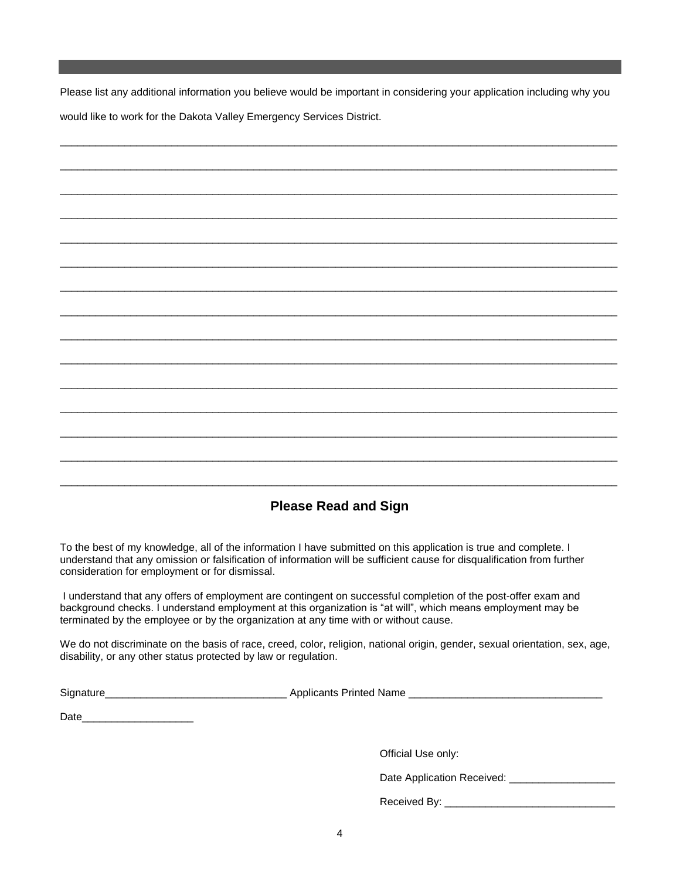Please list any additional information you believe would be important in considering your application including why you would like to work for the Dakota Valley Emergency Services District.

_____________________________________________________________________________________________

_____________________________________________________________________________________________

_____________________________________________________________________________________________

_____________________________________________________________________________________________

_____________________________________________________________________________________________

_____________________________________________________________________________________________

_____________________________________________________________________________________________

_____________________________________________________________________________________________

_____________________________________________________________________________________________

_____________________________________________________________________________________________

_____________________________________________________________________________________________

_____________________________________________________________________________________________

_____________________________________________________________________________________________

_____________________________________________________________________________________________

_____________________________________________________________________________________________

## Please Read and Sign

To the best of my knowledge, all of the information I have submitted on this application is true and complete. I understand that any omission or falsification of information will be sufficient cause for disqualification from further consideration for employment or for dismissal.

I understand that any offers of employment are contingent on successful completion of the post-offer exam and background checks. I understand employment at this organization is "at will", which means employment may be terminated by the employee or by the organization at any time with or without cause.

We do not discriminate on the basis of race, creed, color, religion, national origin, gender, sexual orientation, sex, age, disability, or any other status protected by law or regulation.

Signature_______________________________ Applicants Printed Name _________________________________

Date___________________

Official Use only:

Date Application Received: __________________

Received By: _____________________________